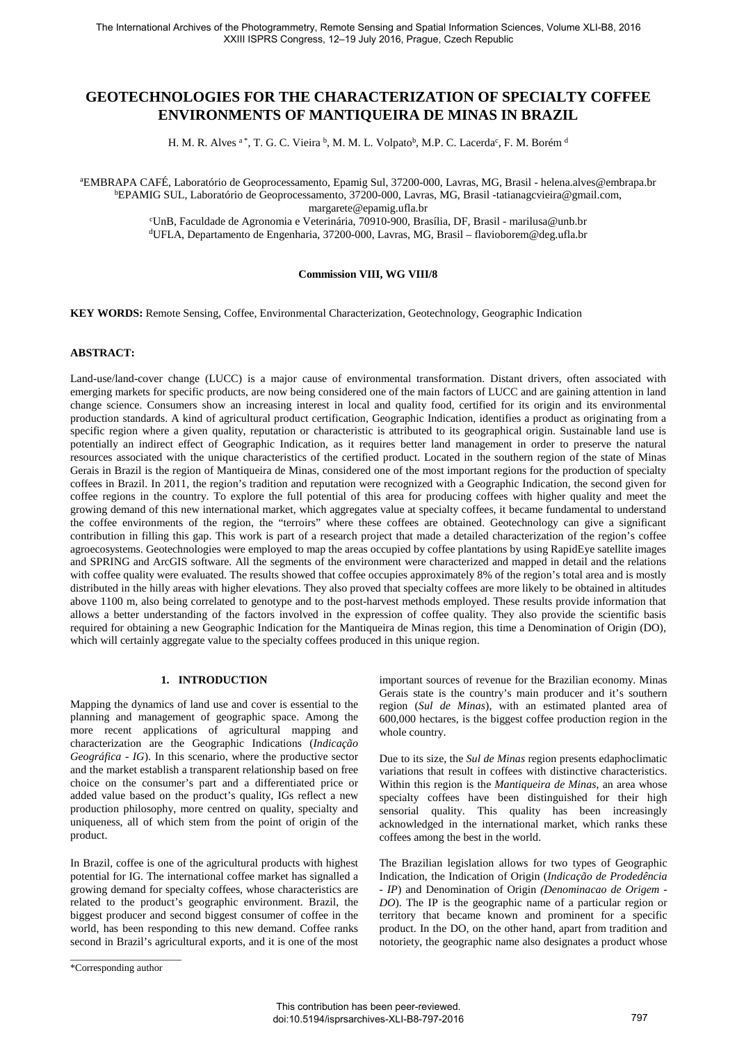# GEOTECHNOLOGIES FOR THE CHARACTERIZATION OF SPECIALTY COFFEE ENVIRONMENTS OF MANTIQUEIRA DE MINAS IN BRAZIL

H. M. R. Alves [a *], T. G. C. Vieira [b], M. M. L. Volpato[b], M.P. C. Lacerda[c], F. M. Borém [d]

[a]EMBRAPA CAFÉ, Laboratório de Geoprocessamento, Epamig Sul, 37200-000, Lavras, MG, Brasil - helena.alves@embrapa.br
[b]EPAMIG SUL, Laboratório de Geoprocessamento, 37200-000, Lavras, MG, Brasil -tatianagcvieira@gmail.com, margarete@epamig.ufla.br
[c]UnB, Faculdade de Agronomia e Veterinária, 70910-900, Brasília, DF, Brasil - marilusa@unb.br
[d]UFLA, Departamento de Engenharia, 37200-000, Lavras, MG, Brasil – flavioborem@deg.ufla.br

**Commission VIII, WG VIII/8**

**KEY WORDS:** Remote Sensing, Coffee, Environmental Characterization, Geotechnology, Geographic Indication

## ABSTRACT:

Land-use/land-cover change (LUCC) is a major cause of environmental transformation. Distant drivers, often associated with emerging markets for specific products, are now being considered one of the main factors of LUCC and are gaining attention in land change science. Consumers show an increasing interest in local and quality food, certified for its origin and its environmental production standards. A kind of agricultural product certification, Geographic Indication, identifies a product as originating from a specific region where a given quality, reputation or characteristic is attributed to its geographical origin. Sustainable land use is potentially an indirect effect of Geographic Indication, as it requires better land management in order to preserve the natural resources associated with the unique characteristics of the certified product. Located in the southern region of the state of Minas Gerais in Brazil is the region of Mantiqueira de Minas, considered one of the most important regions for the production of specialty coffees in Brazil. In 2011, the region's tradition and reputation were recognized with a Geographic Indication, the second given for coffee regions in the country. To explore the full potential of this area for producing coffees with higher quality and meet the growing demand of this new international market, which aggregates value at specialty coffees, it became fundamental to understand the coffee environments of the region, the "terroirs" where these coffees are obtained. Geotechnology can give a significant contribution in filling this gap. This work is part of a research project that made a detailed characterization of the region's coffee agroecosystems. Geotechnologies were employed to map the areas occupied by coffee plantations by using RapidEye satellite images and SPRING and ArcGIS software. All the segments of the environment were characterized and mapped in detail and the relations with coffee quality were evaluated. The results showed that coffee occupies approximately 8% of the region's total area and is mostly distributed in the hilly areas with higher elevations. They also proved that specialty coffees are more likely to be obtained in altitudes above 1100 m, also being correlated to genotype and to the post-harvest methods employed. These results provide information that allows a better understanding of the factors involved in the expression of coffee quality. They also provide the scientific basis required for obtaining a new Geographic Indication for the Mantiqueira de Minas region, this time a Denomination of Origin (DO), which will certainly aggregate value to the specialty coffees produced in this unique region.

## 1. INTRODUCTION

Mapping the dynamics of land use and cover is essential to the planning and management of geographic space. Among the more recent applications of agricultural mapping and characterization are the Geographic Indications (*Indicação Geográfica - IG*). In this scenario, where the productive sector and the market establish a transparent relationship based on free choice on the consumer's part and a differentiated price or added value based on the product's quality, IGs reflect a new production philosophy, more centred on quality, specialty and uniqueness, all of which stem from the point of origin of the product.

In Brazil, coffee is one of the agricultural products with highest potential for IG. The international coffee market has signalled a growing demand for specialty coffees, whose characteristics are related to the product's geographic environment. Brazil, the biggest producer and second biggest consumer of coffee in the world, has been responding to this new demand. Coffee ranks second in Brazil's agricultural exports, and it is one of the most important sources of revenue for the Brazilian economy. Minas Gerais state is the country's main producer and it's southern region (*Sul de Minas*), with an estimated planted area of 600,000 hectares, is the biggest coffee production region in the whole country.

Due to its size, the *Sul de Minas* region presents edaphoclimatic variations that result in coffees with distinctive characteristics. Within this region is the *Mantiqueira de Minas*, an area whose specialty coffees have been distinguished for their high sensorial quality. This quality has been increasingly acknowledged in the international market, which ranks these coffees among the best in the world.

The Brazilian legislation allows for two types of Geographic Indication, the Indication of Origin (*Indicação de Prodedência - IP*) and Denomination of Origin *(Denominacao de Origem - DO*). The IP is the geographic name of a particular region or territory that became known and prominent for a specific product. In the DO, on the other hand, apart from tradition and notoriety, the geographic name also designates a product whose

*Corresponding author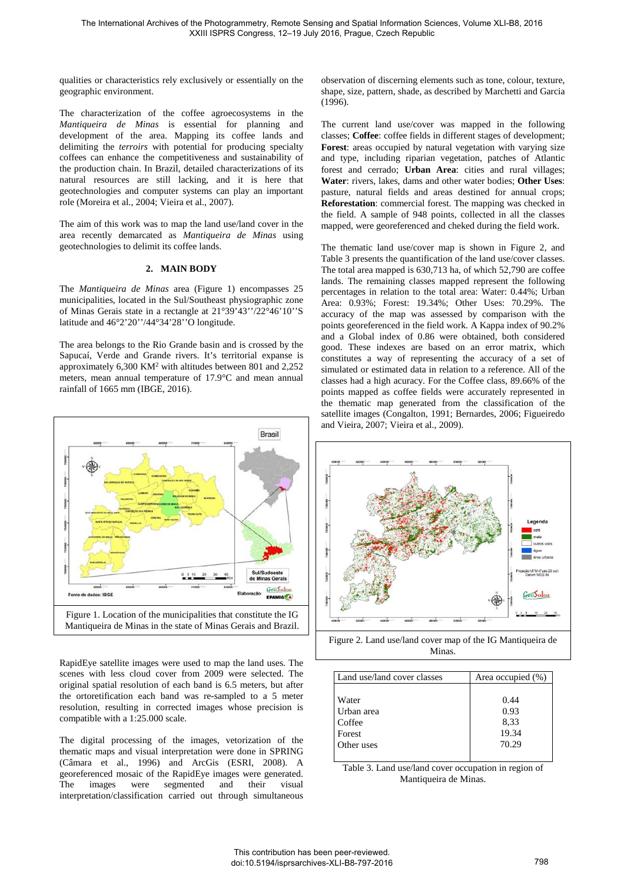qualities or characteristics rely exclusively or essentially on the geographic environment.

The characterization of the coffee agroecosystems in the *Mantiqueira de Minas* is essential for planning and development of the area. Mapping its coffee lands and delimiting the *terroirs* with potential for producing specialty coffees can enhance the competitiveness and sustainability of the production chain. In Brazil, detailed characterizations of its natural resources are still lacking, and it is here that geotechnologies and computer systems can play an important role (Moreira et al., 2004; Vieira et al., 2007).

The aim of this work was to map the land use/land cover in the area recently demarcated as *Mantiqueira de Minas* using geotechnologies to delimit its coffee lands.

## 2. MAIN BODY

The *Mantiqueira de Minas* area (Figure 1) encompasses 25 municipalities, located in the Sul/Southeast physiographic zone of Minas Gerais state in a rectangle at 21°39'43''/22°46'10''S latitude and 46°2'20''/44°34'28''O longitude.

The area belongs to the Rio Grande basin and is crossed by the Sapucaí, Verde and Grande rivers. It's territorial expanse is approximately 6,300 KM² with altitudes between 801 and 2,252 meters, mean annual temperature of 17.9°C and mean annual rainfall of 1665 mm (IBGE, 2016).

Figure 1. Location of the municipalities that constitute the IG Mantiqueira de Minas in the state of Minas Gerais and Brazil.

RapidEye satellite images were used to map the land uses. The scenes with less cloud cover from 2009 were selected. The original spatial resolution of each band is 6.5 meters, but after the ortoretification each band was re-sampled to a 5 meter resolution, resulting in corrected images whose precision is compatible with a 1:25.000 scale.

The digital processing of the images, vetorization of the thematic maps and visual interpretation were done in SPRING (Câmara et al., 1996) and ArcGis (ESRI, 2008). A georeferenced mosaic of the RapidEye images were generated. The images were segmented and their visual interpretation/classification carried out through simultaneous observation of discerning elements such as tone, colour, texture, shape, size, pattern, shade, as described by Marchetti and Garcia (1996).

The current land use/cover was mapped in the following classes; **Coffee**: coffee fields in different stages of development; **Forest**: areas occupied by natural vegetation with varying size and type, including riparian vegetation, patches of Atlantic forest and cerrado; **Urban Area**: cities and rural villages; **Water**: rivers, lakes, dams and other water bodies; **Other Uses**: pasture, natural fields and areas destined for annual crops; **Reforestation**: commercial forest. The mapping was checked in the field. A sample of 948 points, collected in all the classes mapped, were georeferenced and cheked during the field work.

The thematic land use/cover map is shown in Figure 2, and Table 3 presents the quantification of the land use/cover classes. The total area mapped is 630,713 ha, of which 52,790 are coffee lands. The remaining classes mapped represent the following percentages in relation to the total area: Water: 0.44%; Urban Area: 0.93%; Forest: 19.34%; Other Uses: 70.29%. The accuracy of the map was assessed by comparison with the points georeferenced in the field work. A Kappa index of 90.2% and a Global index of 0.86 were obtained, both considered good. These indexes are based on an error matrix, which constitutes a way of representing the accuracy of a set of simulated or estimated data in relation to a reference. All of the classes had a high acuracy. For the Coffee class, 89.66% of the points mapped as coffee fields were accurately represented in the thematic map generated from the classification of the satellite images (Congalton, 1991; Bernardes, 2006; Figueiredo and Vieira, 2007; Vieira et al., 2009).

Figure 2. Land use/land cover map of the IG Mantiqueira de Minas.

| Land use/land cover classes | Area occupied (%) |
|---|---|
| Water | 0.44 |
| Urban area | 0.93 |
| Coffee | 8,33 |
| Forest | 19.34 |
| Other uses | 70.29 |

Table 3. Land use/land cover occupation in region of Mantiqueira de Minas.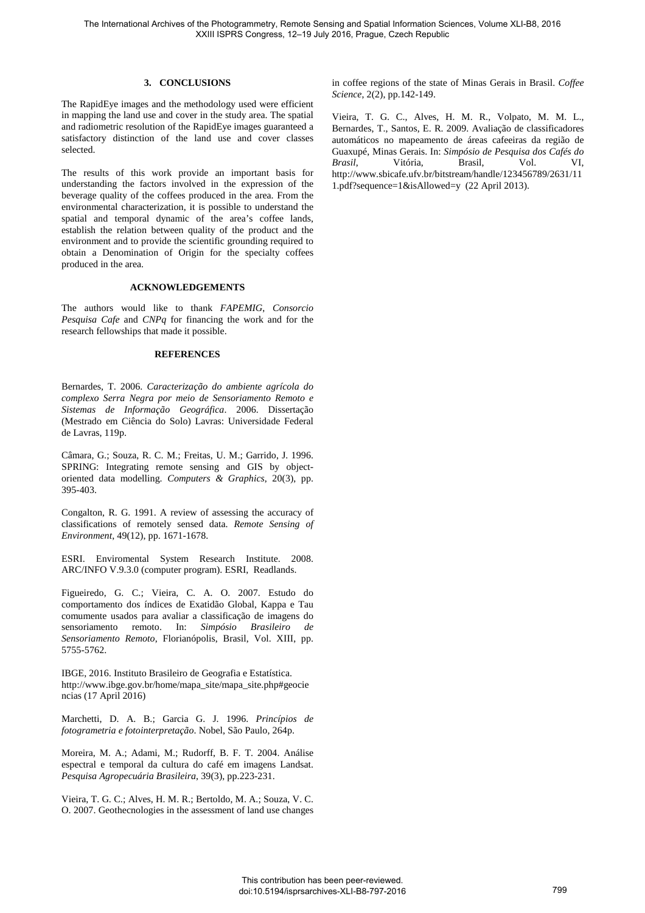## 3. CONCLUSIONS

The RapidEye images and the methodology used were efficient in mapping the land use and cover in the study area. The spatial and radiometric resolution of the RapidEye images guaranteed a satisfactory distinction of the land use and cover classes selected.

The results of this work provide an important basis for understanding the factors involved in the expression of the beverage quality of the coffees produced in the area. From the environmental characterization, it is possible to understand the spatial and temporal dynamic of the area's coffee lands, establish the relation between quality of the product and the environment and to provide the scientific grounding required to obtain a Denomination of Origin for the specialty coffees produced in the area.

## ACKNOWLEDGEMENTS

The authors would like to thank *FAPEMIG*, *Consorcio Pesquisa Cafe* and *CNPq* for financing the work and for the research fellowships that made it possible.

## REFERENCES

Bernardes, T. 2006. *Caracterização do ambiente agrícola do complexo Serra Negra por meio de Sensoriamento Remoto e Sistemas de Informação Geográfica*. 2006. Dissertação (Mestrado em Ciência do Solo) Lavras: Universidade Federal de Lavras, 119p.

Câmara, G.; Souza, R. C. M.; Freitas, U. M.; Garrido, J. 1996. SPRING: Integrating remote sensing and GIS by object-oriented data modelling. *Computers & Graphics*, 20(3), pp. 395-403.

Congalton, R. G. 1991. A review of assessing the accuracy of classifications of remotely sensed data. *Remote Sensing of Environment*, 49(12), pp. 1671-1678.

ESRI. Enviromental System Research Institute. 2008. ARC/INFO V.9.3.0 (computer program). ESRI, Readlands.

Figueiredo, G. C.; Vieira, C. A. O. 2007. Estudo do comportamento dos índices de Exatidão Global, Kappa e Tau comumente usados para avaliar a classificação de imagens do sensoriamento remoto. In: *Simpósio Brasileiro de Sensoriamento Remoto*, Florianópolis, Brasil, Vol. XIII, pp. 5755-5762.

IBGE, 2016. Instituto Brasileiro de Geografia e Estatística. http://www.ibge.gov.br/home/mapa_site/mapa_site.php#geociencias (17 April 2016)

Marchetti, D. A. B.; Garcia G. J. 1996. *Princípios de fotogrametria e fotointerpretação*. Nobel, São Paulo, 264p.

Moreira, M. A.; Adami, M.; Rudorff, B. F. T. 2004. Análise espectral e temporal da cultura do café em imagens Landsat. *Pesquisa Agropecuária Brasileira*, 39(3), pp.223-231.

Vieira, T. G. C.; Alves, H. M. R.; Bertoldo, M. A.; Souza, V. C. O. 2007. Geothecnologies in the assessment of land use changes in coffee regions of the state of Minas Gerais in Brasil. *Coffee Science*, 2(2), pp.142-149.

Vieira, T. G. C., Alves, H. M. R., Volpato, M. M. L., Bernardes, T., Santos, E. R. 2009. Avaliação de classificadores automáticos no mapeamento de áreas cafeeiras da região de Guaxupé, Minas Gerais. In: *Simpósio de Pesquisa dos Cafés do Brasil*, Vitória, Brasil, Vol. VI, http://www.sbicafe.ufv.br/bitstream/handle/123456789/2631/111.pdf?sequence=1&isAllowed=y (22 April 2013).